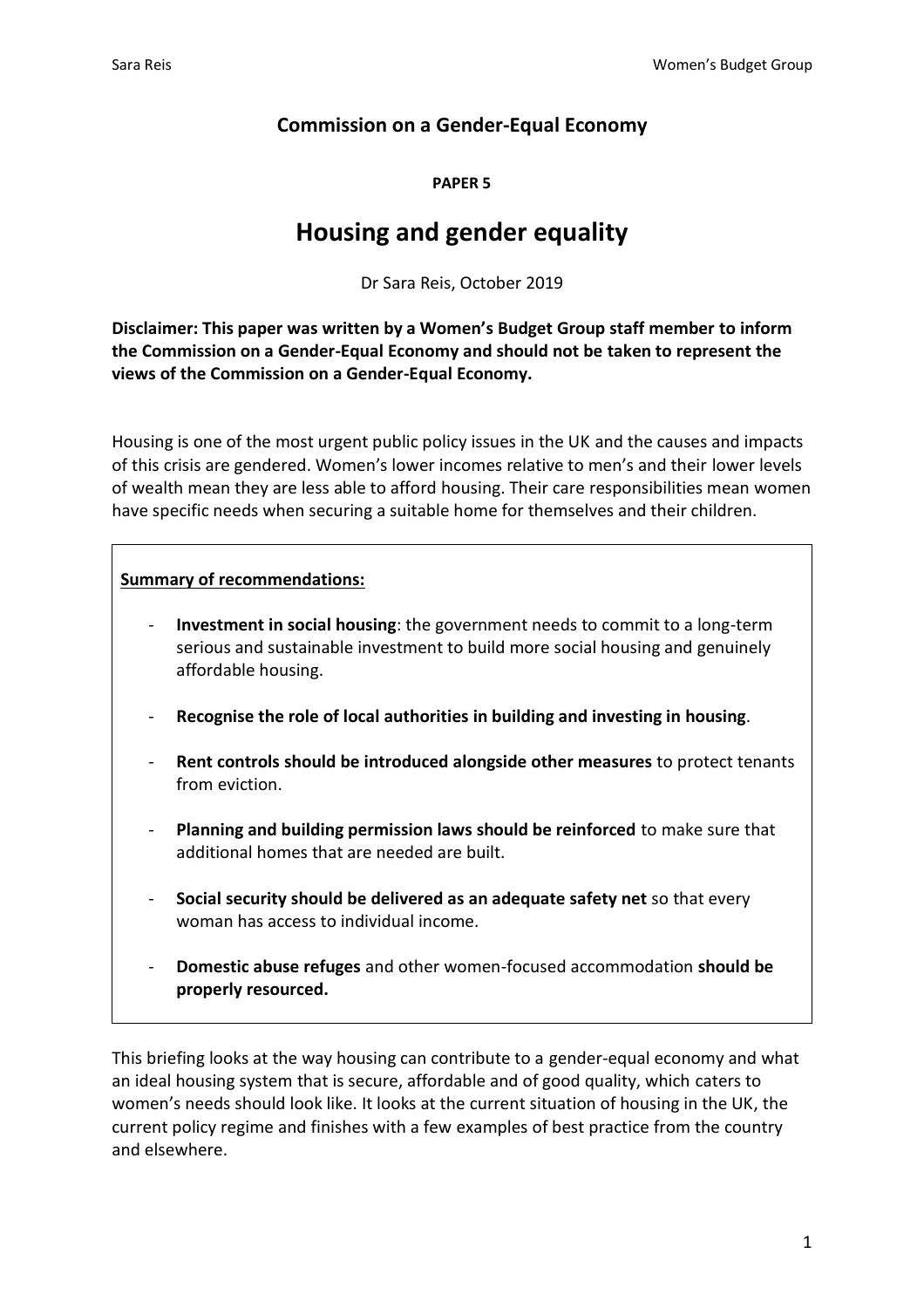**Commission on a Gender-Equal Economy**

**PAPER 5**

# Housing and gender equality

Dr Sara Reis, October 2019

**Disclaimer: This paper was written by a Women's Budget Group staff member to inform the Commission on a Gender-Equal Economy and should not be taken to represent the views of the Commission on a Gender-Equal Economy.**

Housing is one of the most urgent public policy issues in the UK and the causes and impacts of this crisis are gendered. Women's lower incomes relative to men's and their lower levels of wealth mean they are less able to afford housing. Their care responsibilities mean women have specific needs when securing a suitable home for themselves and their children.

**Summary of recommendations:**

- **Investment in social housing**: the government needs to commit to a long-term serious and sustainable investment to build more social housing and genuinely affordable housing.
- **Recognise the role of local authorities in building and investing in housing**.
- **Rent controls should be introduced alongside other measures** to protect tenants from eviction.
- **Planning and building permission laws should be reinforced** to make sure that additional homes that are needed are built.
- **Social security should be delivered as an adequate safety net** so that every woman has access to individual income.
- **Domestic abuse refuges** and other women-focused accommodation **should be properly resourced.**

This briefing looks at the way housing can contribute to a gender-equal economy and what an ideal housing system that is secure, affordable and of good quality, which caters to women's needs should look like. It looks at the current situation of housing in the UK, the current policy regime and finishes with a few examples of best practice from the country and elsewhere.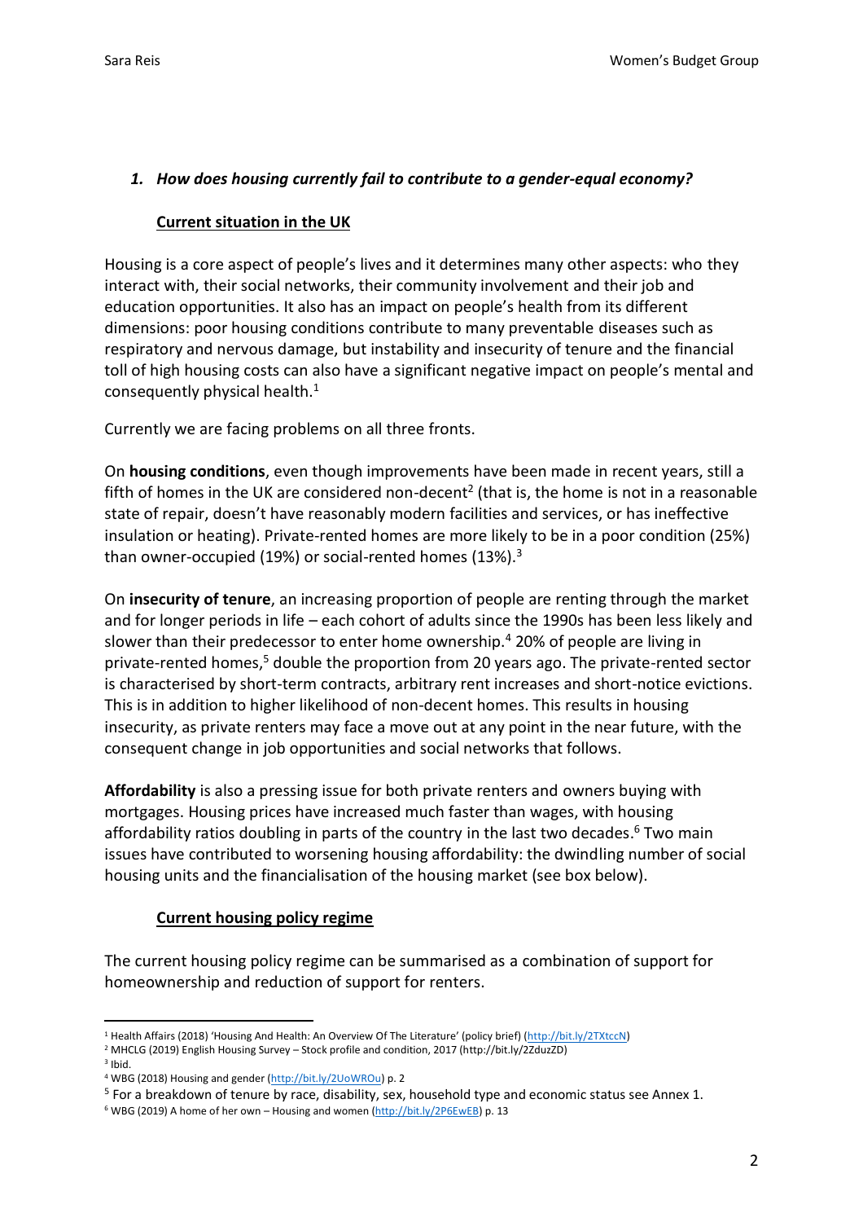### *1. How does housing currently fail to contribute to a gender-equal economy?*

#### Current situation in the UK

Housing is a core aspect of people's lives and it determines many other aspects: who they interact with, their social networks, their community involvement and their job and education opportunities. It also has an impact on people's health from its different dimensions: poor housing conditions contribute to many preventable diseases such as respiratory and nervous damage, but instability and insecurity of tenure and the financial toll of high housing costs can also have a significant negative impact on people's mental and consequently physical health.[1]

Currently we are facing problems on all three fronts.

On **housing conditions**, even though improvements have been made in recent years, still a fifth of homes in the UK are considered non-decent[2] (that is, the home is not in a reasonable state of repair, doesn't have reasonably modern facilities and services, or has ineffective insulation or heating). Private-rented homes are more likely to be in a poor condition (25%) than owner-occupied (19%) or social-rented homes (13%).[3]

On **insecurity of tenure**, an increasing proportion of people are renting through the market and for longer periods in life – each cohort of adults since the 1990s has been less likely and slower than their predecessor to enter home ownership.[4] 20% of people are living in private-rented homes,[5] double the proportion from 20 years ago. The private-rented sector is characterised by short-term contracts, arbitrary rent increases and short-notice evictions. This is in addition to higher likelihood of non-decent homes. This results in housing insecurity, as private renters may face a move out at any point in the near future, with the consequent change in job opportunities and social networks that follows.

**Affordability** is also a pressing issue for both private renters and owners buying with mortgages. Housing prices have increased much faster than wages, with housing affordability ratios doubling in parts of the country in the last two decades.[6] Two main issues have contributed to worsening housing affordability: the dwindling number of social housing units and the financialisation of the housing market (see box below).

#### Current housing policy regime

The current housing policy regime can be summarised as a combination of support for homeownership and reduction of support for renters.

---

[1] Health Affairs (2018) 'Housing And Health: An Overview Of The Literature' (policy brief) (http://bit.ly/2TXtccN)

[2] MHCLG (2019) English Housing Survey – Stock profile and condition, 2017 (http://bit.ly/2ZduzZD)

[3] Ibid.

[4] WBG (2018) Housing and gender (http://bit.ly/2UoWROu) p. 2

[5] For a breakdown of tenure by race, disability, sex, household type and economic status see Annex 1.

[6] WBG (2019) A home of her own – Housing and women (http://bit.ly/2P6EwEB) p. 13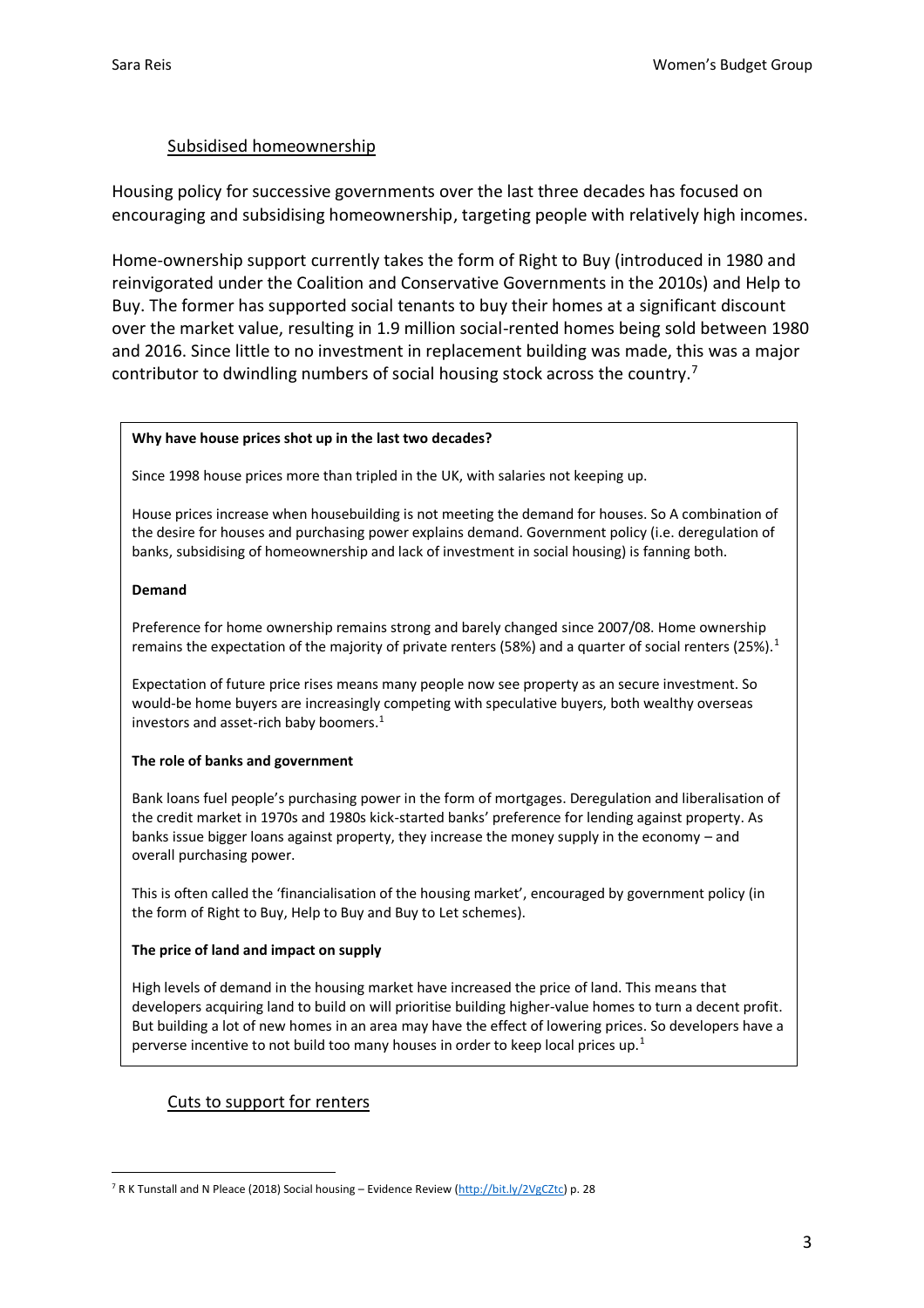## Subsidised homeownership

Housing policy for successive governments over the last three decades has focused on encouraging and subsidising homeownership, targeting people with relatively high incomes.

Home-ownership support currently takes the form of Right to Buy (introduced in 1980 and reinvigorated under the Coalition and Conservative Governments in the 2010s) and Help to Buy. The former has supported social tenants to buy their homes at a significant discount over the market value, resulting in 1.9 million social-rented homes being sold between 1980 and 2016. Since little to no investment in replacement building was made, this was a major contributor to dwindling numbers of social housing stock across the country.[7]

> **Why have house prices shot up in the last two decades?**
>
> Since 1998 house prices more than tripled in the UK, with salaries not keeping up.
>
> House prices increase when housebuilding is not meeting the demand for houses. So A combination of the desire for houses and purchasing power explains demand. Government policy (i.e. deregulation of banks, subsidising of homeownership and lack of investment in social housing) is fanning both.
>
> **Demand**
>
> Preference for home ownership remains strong and barely changed since 2007/08. Home ownership remains the expectation of the majority of private renters (58%) and a quarter of social renters (25%).[1]
>
> Expectation of future price rises means many people now see property as an secure investment. So would-be home buyers are increasingly competing with speculative buyers, both wealthy overseas investors and asset-rich baby boomers.[1]
>
> **The role of banks and government**
>
> Bank loans fuel people's purchasing power in the form of mortgages. Deregulation and liberalisation of the credit market in 1970s and 1980s kick-started banks' preference for lending against property. As banks issue bigger loans against property, they increase the money supply in the economy – and overall purchasing power.
>
> This is often called the 'financialisation of the housing market', encouraged by government policy (in the form of Right to Buy, Help to Buy and Buy to Let schemes).
>
> **The price of land and impact on supply**
>
> High levels of demand in the housing market have increased the price of land. This means that developers acquiring land to build on will prioritise building higher-value homes to turn a decent profit. But building a lot of new homes in an area may have the effect of lowering prices. So developers have a perverse incentive to not build too many houses in order to keep local prices up.[1]

## Cuts to support for renters

---

[7] R K Tunstall and N Pleace (2018) Social housing – Evidence Review (http://bit.ly/2VgCZtc) p. 28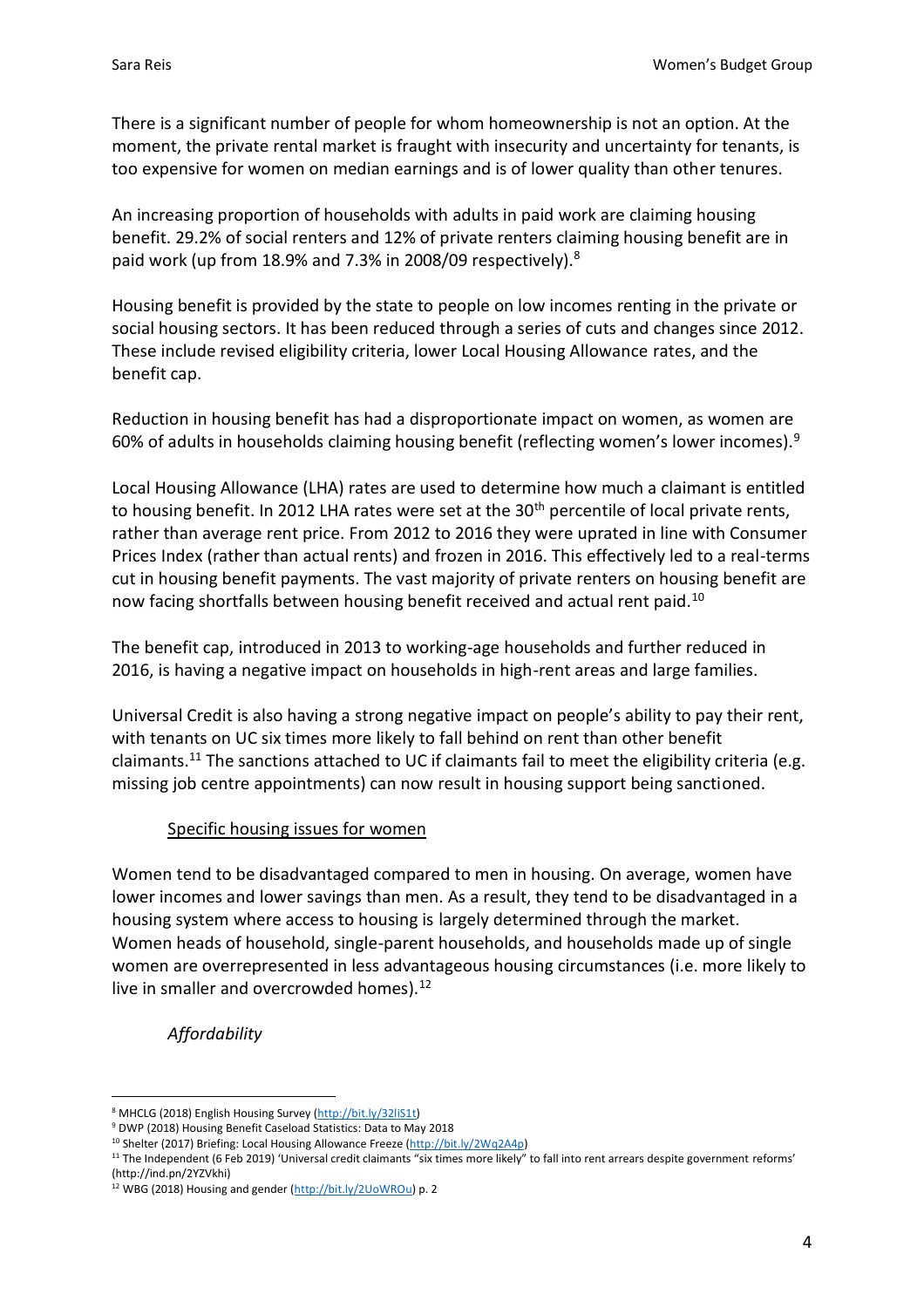There is a significant number of people for whom homeownership is not an option. At the moment, the private rental market is fraught with insecurity and uncertainty for tenants, is too expensive for women on median earnings and is of lower quality than other tenures.

An increasing proportion of households with adults in paid work are claiming housing benefit. 29.2% of social renters and 12% of private renters claiming housing benefit are in paid work (up from 18.9% and 7.3% in 2008/09 respectively).[8]

Housing benefit is provided by the state to people on low incomes renting in the private or social housing sectors. It has been reduced through a series of cuts and changes since 2012. These include revised eligibility criteria, lower Local Housing Allowance rates, and the benefit cap.

Reduction in housing benefit has had a disproportionate impact on women, as women are 60% of adults in households claiming housing benefit (reflecting women's lower incomes).[9]

Local Housing Allowance (LHA) rates are used to determine how much a claimant is entitled to housing benefit. In 2012 LHA rates were set at the 30th percentile of local private rents, rather than average rent price. From 2012 to 2016 they were uprated in line with Consumer Prices Index (rather than actual rents) and frozen in 2016. This effectively led to a real-terms cut in housing benefit payments. The vast majority of private renters on housing benefit are now facing shortfalls between housing benefit received and actual rent paid.[10]

The benefit cap, introduced in 2013 to working-age households and further reduced in 2016, is having a negative impact on households in high-rent areas and large families.

Universal Credit is also having a strong negative impact on people's ability to pay their rent, with tenants on UC six times more likely to fall behind on rent than other benefit claimants.[11] The sanctions attached to UC if claimants fail to meet the eligibility criteria (e.g. missing job centre appointments) can now result in housing support being sanctioned.

## Specific housing issues for women

Women tend to be disadvantaged compared to men in housing. On average, women have lower incomes and lower savings than men. As a result, they tend to be disadvantaged in a housing system where access to housing is largely determined through the market. Women heads of household, single-parent households, and households made up of single women are overrepresented in less advantageous housing circumstances (i.e. more likely to live in smaller and overcrowded homes).[12]

### *Affordability*

---

[8] MHCLG (2018) English Housing Survey (http://bit.ly/32liS1t)

[9] DWP (2018) Housing Benefit Caseload Statistics: Data to May 2018

[10] Shelter (2017) Briefing: Local Housing Allowance Freeze (http://bit.ly/2Wq2A4p)

[11] The Independent (6 Feb 2019) 'Universal credit claimants "six times more likely" to fall into rent arrears despite government reforms' (http://ind.pn/2YZVkhi)

[12] WBG (2018) Housing and gender (http://bit.ly/2UoWROu) p. 2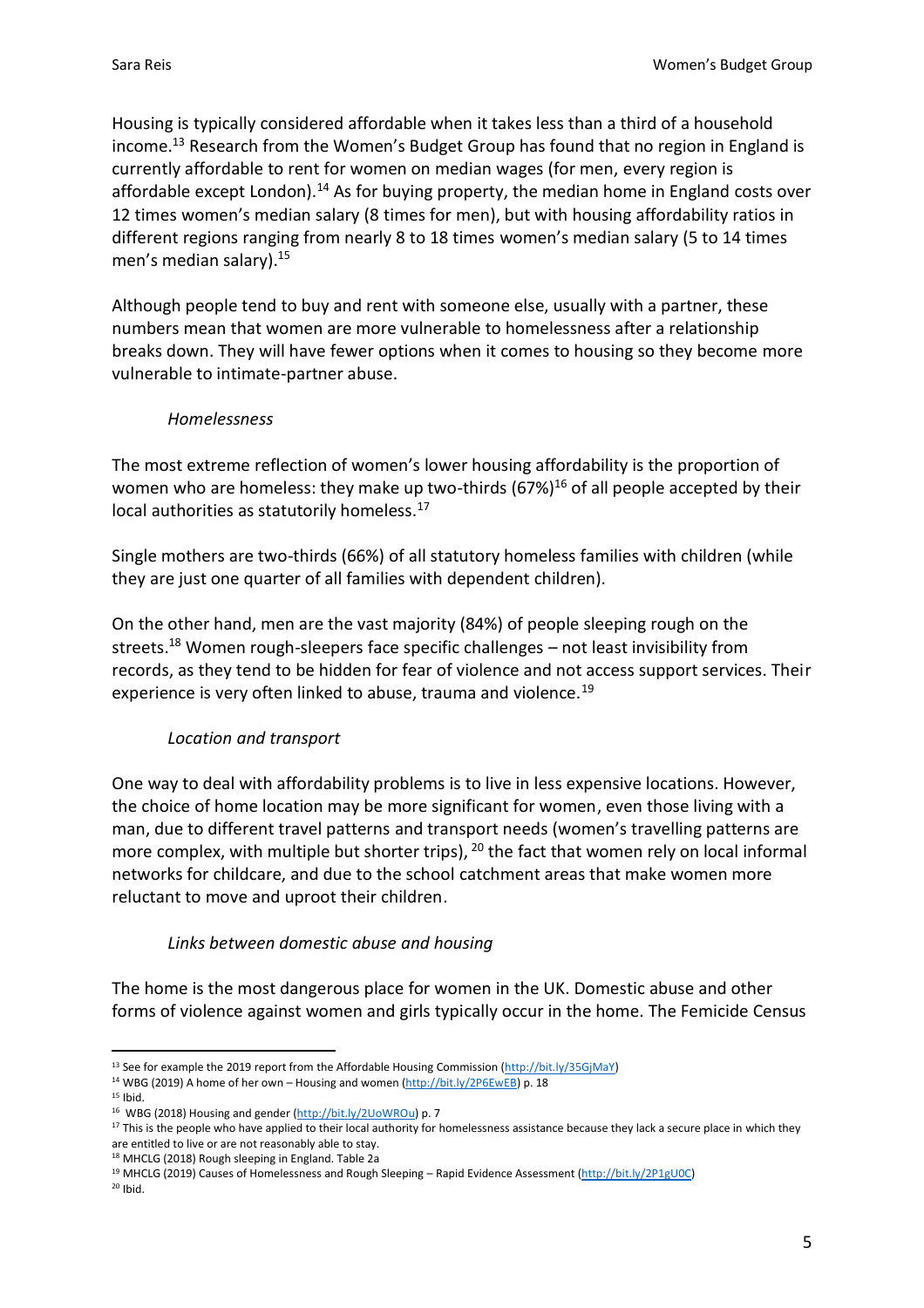Housing is typically considered affordable when it takes less than a third of a household income.[13] Research from the Women's Budget Group has found that no region in England is currently affordable to rent for women on median wages (for men, every region is affordable except London).[14] As for buying property, the median home in England costs over 12 times women's median salary (8 times for men), but with housing affordability ratios in different regions ranging from nearly 8 to 18 times women's median salary (5 to 14 times men's median salary).[15]

Although people tend to buy and rent with someone else, usually with a partner, these numbers mean that women are more vulnerable to homelessness after a relationship breaks down. They will have fewer options when it comes to housing so they become more vulnerable to intimate-partner abuse.

### *Homelessness*

The most extreme reflection of women's lower housing affordability is the proportion of women who are homeless: they make up two-thirds (67%)[16] of all people accepted by their local authorities as statutorily homeless.[17]

Single mothers are two-thirds (66%) of all statutory homeless families with children (while they are just one quarter of all families with dependent children).

On the other hand, men are the vast majority (84%) of people sleeping rough on the streets.[18] Women rough-sleepers face specific challenges – not least invisibility from records, as they tend to be hidden for fear of violence and not access support services. Their experience is very often linked to abuse, trauma and violence.[19]

### *Location and transport*

One way to deal with affordability problems is to live in less expensive locations. However, the choice of home location may be more significant for women, even those living with a man, due to different travel patterns and transport needs (women's travelling patterns are more complex, with multiple but shorter trips), [20] the fact that women rely on local informal networks for childcare, and due to the school catchment areas that make women more reluctant to move and uproot their children.

### *Links between domestic abuse and housing*

The home is the most dangerous place for women in the UK. Domestic abuse and other forms of violence against women and girls typically occur in the home. The Femicide Census

---

[13] See for example the 2019 report from the Affordable Housing Commission (http://bit.ly/35GjMaY)

[14] WBG (2019) A home of her own – Housing and women (http://bit.ly/2P6EwEB) p. 18

[15] Ibid.

[16] WBG (2018) Housing and gender (http://bit.ly/2UoWROu) p. 7

[17] This is the people who have applied to their local authority for homelessness assistance because they lack a secure place in which they are entitled to live or are not reasonably able to stay.

[18] MHCLG (2018) Rough sleeping in England. Table 2a

[19] MHCLG (2019) Causes of Homelessness and Rough Sleeping – Rapid Evidence Assessment (http://bit.ly/2P1gU0C)

[20] Ibid.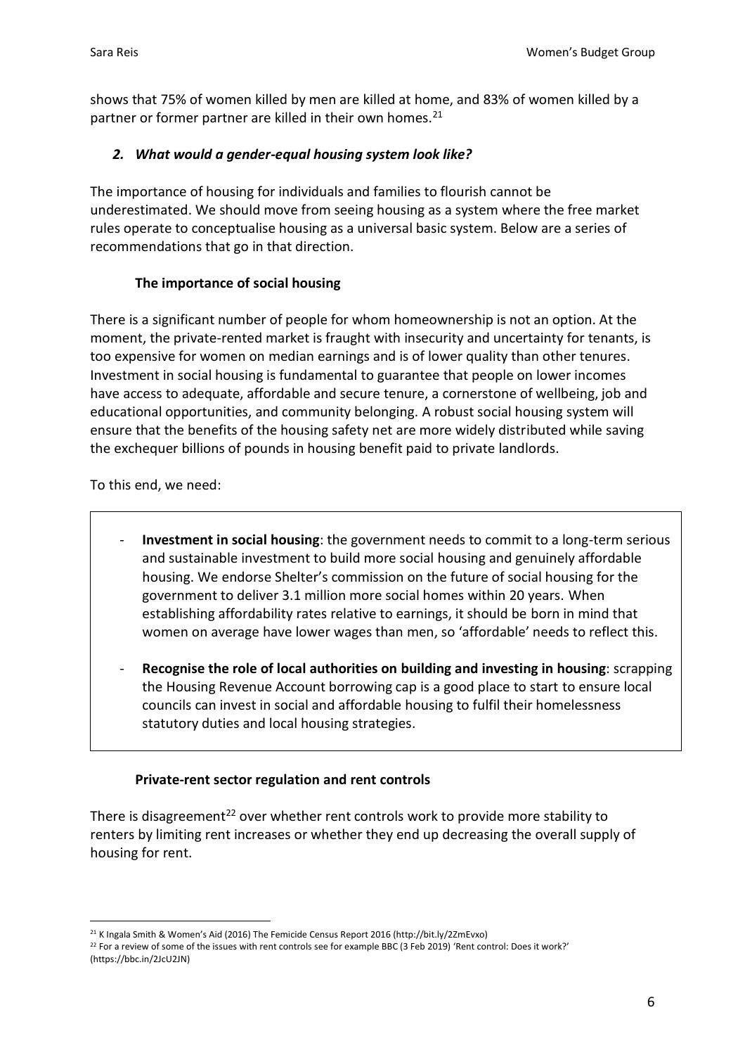shows that 75% of women killed by men are killed at home, and 83% of women killed by a partner or former partner are killed in their own homes.[21]

## *2. What would a gender-equal housing system look like?*

The importance of housing for individuals and families to flourish cannot be underestimated. We should move from seeing housing as a system where the free market rules operate to conceptualise housing as a universal basic system. Below are a series of recommendations that go in that direction.

### The importance of social housing

There is a significant number of people for whom homeownership is not an option. At the moment, the private-rented market is fraught with insecurity and uncertainty for tenants, is too expensive for women on median earnings and is of lower quality than other tenures. Investment in social housing is fundamental to guarantee that people on lower incomes have access to adequate, affordable and secure tenure, a cornerstone of wellbeing, job and educational opportunities, and community belonging. A robust social housing system will ensure that the benefits of the housing safety net are more widely distributed while saving the exchequer billions of pounds in housing benefit paid to private landlords.

To this end, we need:

- **Investment in social housing**: the government needs to commit to a long-term serious and sustainable investment to build more social housing and genuinely affordable housing. We endorse Shelter's commission on the future of social housing for the government to deliver 3.1 million more social homes within 20 years. When establishing affordability rates relative to earnings, it should be born in mind that women on average have lower wages than men, so 'affordable' needs to reflect this.
- **Recognise the role of local authorities on building and investing in housing**: scrapping the Housing Revenue Account borrowing cap is a good place to start to ensure local councils can invest in social and affordable housing to fulfil their homelessness statutory duties and local housing strategies.

### Private-rent sector regulation and rent controls

There is disagreement[22] over whether rent controls work to provide more stability to renters by limiting rent increases or whether they end up decreasing the overall supply of housing for rent.

---

[21] K Ingala Smith & Women's Aid (2016) The Femicide Census Report 2016 (http://bit.ly/2ZmEvxo)

[22] For a review of some of the issues with rent controls see for example BBC (3 Feb 2019) 'Rent control: Does it work?' (https://bbc.in/2JcU2JN)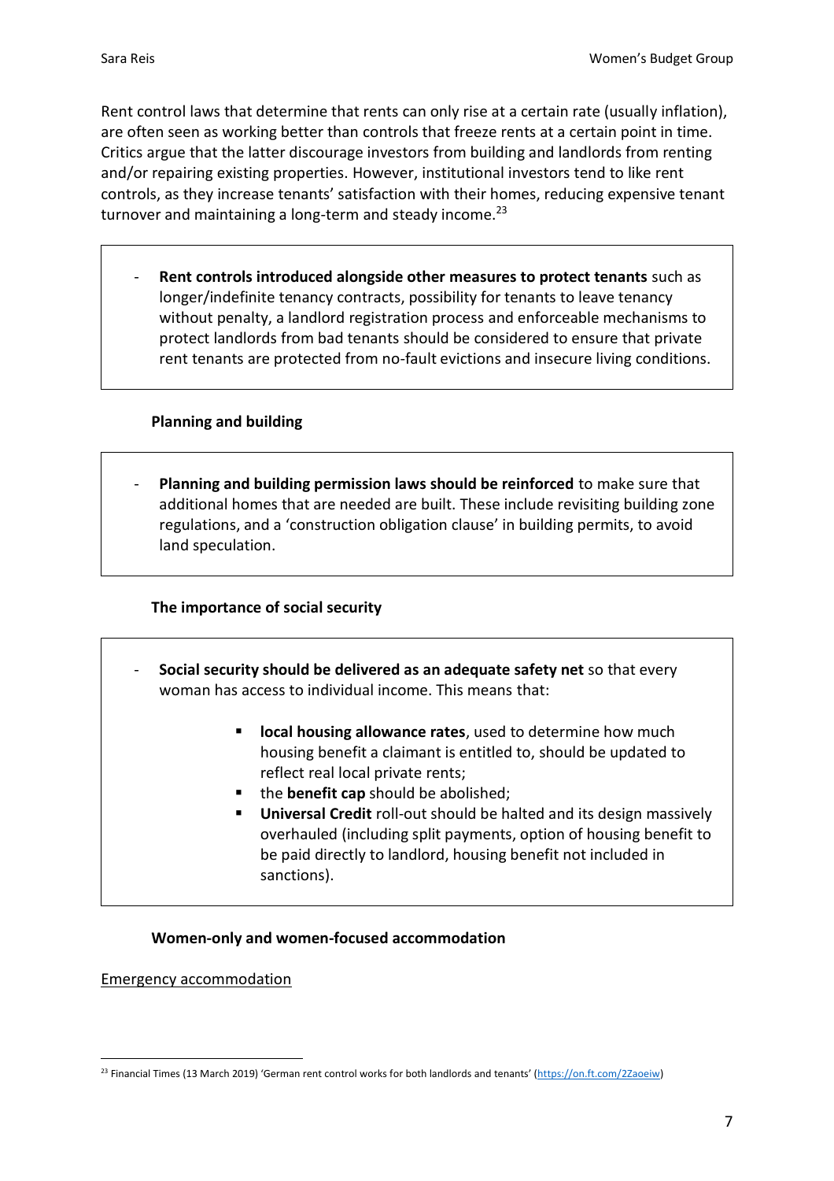Rent control laws that determine that rents can only rise at a certain rate (usually inflation), are often seen as working better than controls that freeze rents at a certain point in time. Critics argue that the latter discourage investors from building and landlords from renting and/or repairing existing properties. However, institutional investors tend to like rent controls, as they increase tenants' satisfaction with their homes, reducing expensive tenant turnover and maintaining a long-term and steady income.[23]

- **Rent controls introduced alongside other measures to protect tenants** such as longer/indefinite tenancy contracts, possibility for tenants to leave tenancy without penalty, a landlord registration process and enforceable mechanisms to protect landlords from bad tenants should be considered to ensure that private rent tenants are protected from no-fault evictions and insecure living conditions.

### Planning and building

- **Planning and building permission laws should be reinforced** to make sure that additional homes that are needed are built. These include revisiting building zone regulations, and a 'construction obligation clause' in building permits, to avoid land speculation.

### The importance of social security

- **Social security should be delivered as an adequate safety net** so that every woman has access to individual income. This means that:
  - **local housing allowance rates**, used to determine how much housing benefit a claimant is entitled to, should be updated to reflect real local private rents;
  - the **benefit cap** should be abolished;
  - **Universal Credit** roll-out should be halted and its design massively overhauled (including split payments, option of housing benefit to be paid directly to landlord, housing benefit not included in sanctions).

### Women-only and women-focused accommodation

<u>Emergency accommodation</u>

[23] Financial Times (13 March 2019) 'German rent control works for both landlords and tenants' (https://on.ft.com/2Zaoeiw)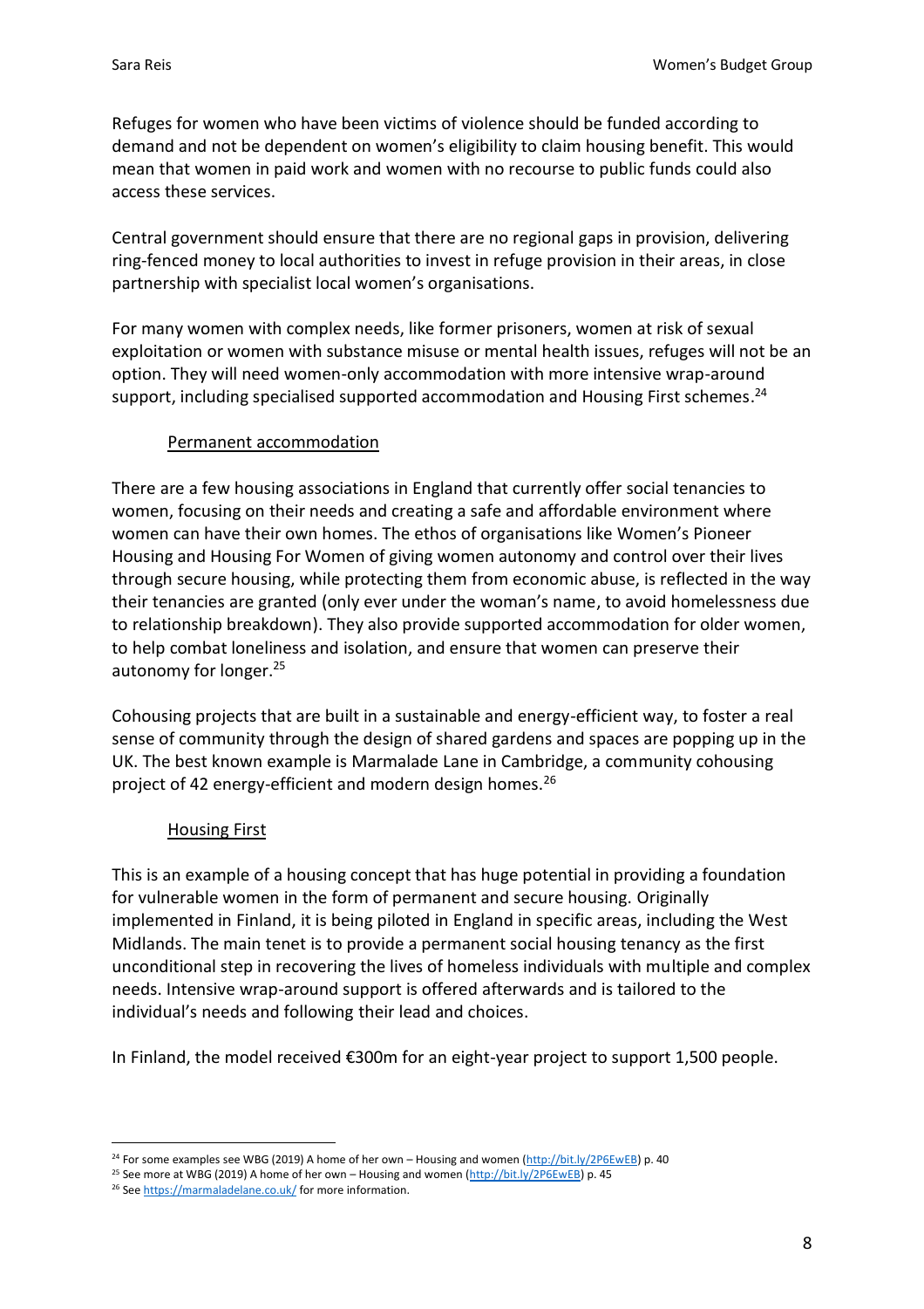Refuges for women who have been victims of violence should be funded according to demand and not be dependent on women's eligibility to claim housing benefit. This would mean that women in paid work and women with no recourse to public funds could also access these services.

Central government should ensure that there are no regional gaps in provision, delivering ring-fenced money to local authorities to invest in refuge provision in their areas, in close partnership with specialist local women's organisations.

For many women with complex needs, like former prisoners, women at risk of sexual exploitation or women with substance misuse or mental health issues, refuges will not be an option. They will need women-only accommodation with more intensive wrap-around support, including specialised supported accommodation and Housing First schemes.[24]

### Permanent accommodation

There are a few housing associations in England that currently offer social tenancies to women, focusing on their needs and creating a safe and affordable environment where women can have their own homes. The ethos of organisations like Women's Pioneer Housing and Housing For Women of giving women autonomy and control over their lives through secure housing, while protecting them from economic abuse, is reflected in the way their tenancies are granted (only ever under the woman's name, to avoid homelessness due to relationship breakdown). They also provide supported accommodation for older women, to help combat loneliness and isolation, and ensure that women can preserve their autonomy for longer.[25]

Cohousing projects that are built in a sustainable and energy-efficient way, to foster a real sense of community through the design of shared gardens and spaces are popping up in the UK. The best known example is Marmalade Lane in Cambridge, a community cohousing project of 42 energy-efficient and modern design homes.[26]

### Housing First

This is an example of a housing concept that has huge potential in providing a foundation for vulnerable women in the form of permanent and secure housing. Originally implemented in Finland, it is being piloted in England in specific areas, including the West Midlands. The main tenet is to provide a permanent social housing tenancy as the first unconditional step in recovering the lives of homeless individuals with multiple and complex needs. Intensive wrap-around support is offered afterwards and is tailored to the individual's needs and following their lead and choices.

In Finland, the model received €300m for an eight-year project to support 1,500 people.

---

[24] For some examples see WBG (2019) A home of her own – Housing and women (http://bit.ly/2P6EwEB) p. 40

[25] See more at WBG (2019) A home of her own – Housing and women (http://bit.ly/2P6EwEB) p. 45

[26] See https://marmaladelane.co.uk/ for more information.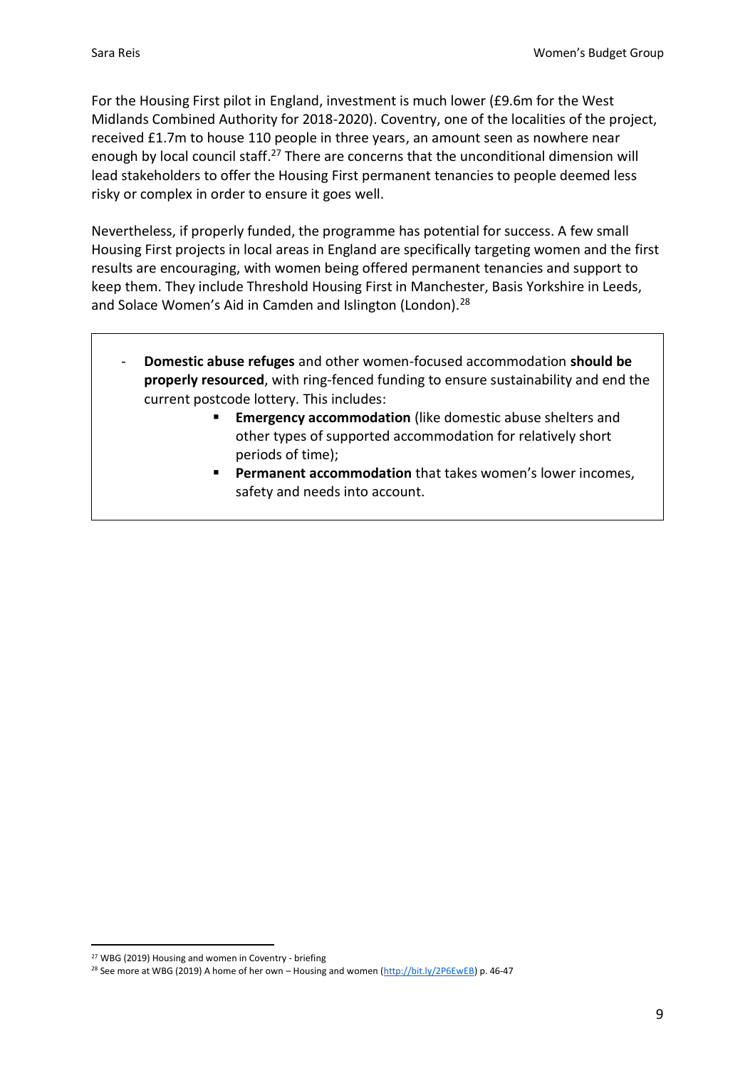For the Housing First pilot in England, investment is much lower (£9.6m for the West Midlands Combined Authority for 2018-2020). Coventry, one of the localities of the project, received £1.7m to house 110 people in three years, an amount seen as nowhere near enough by local council staff.[27] There are concerns that the unconditional dimension will lead stakeholders to offer the Housing First permanent tenancies to people deemed less risky or complex in order to ensure it goes well.

Nevertheless, if properly funded, the programme has potential for success. A few small Housing First projects in local areas in England are specifically targeting women and the first results are encouraging, with women being offered permanent tenancies and support to keep them. They include Threshold Housing First in Manchester, Basis Yorkshire in Leeds, and Solace Women's Aid in Camden and Islington (London).[28]

- **Domestic abuse refuges** and other women-focused accommodation **should be properly resourced**, with ring-fenced funding to ensure sustainability and end the current postcode lottery. This includes:
    - **Emergency accommodation** (like domestic abuse shelters and other types of supported accommodation for relatively short periods of time);
    - **Permanent accommodation** that takes women's lower incomes, safety and needs into account.

---

[27] WBG (2019) Housing and women in Coventry - briefing

[28] See more at WBG (2019) A home of her own – Housing and women (http://bit.ly/2P6EwEB) p. 46-47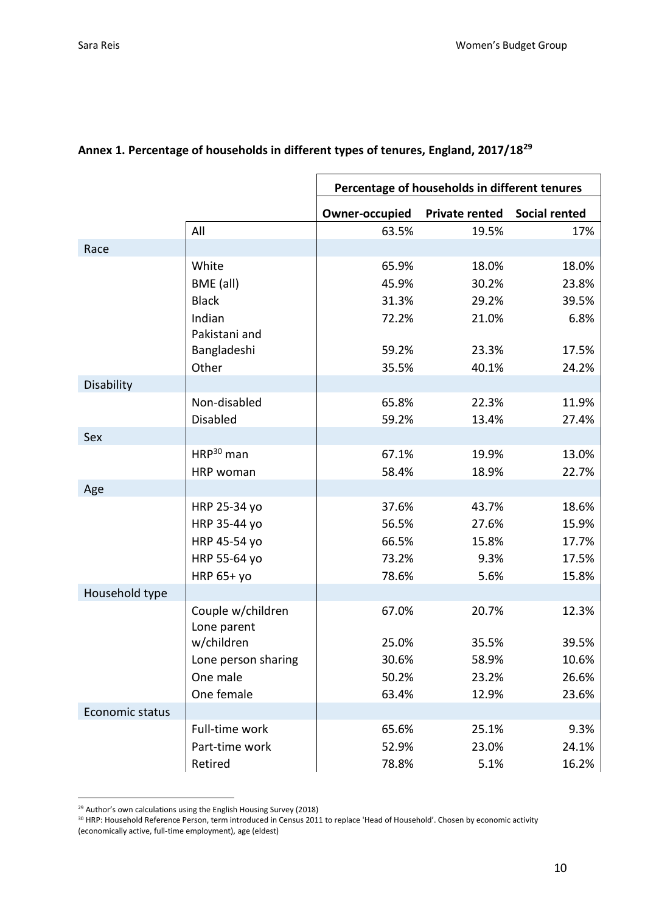**Annex 1. Percentage of households in different types of tenures, England, 2017/18[29]**

| | | Percentage of households in different tenures | | |
|---|---|---|---|---|
| | | Owner-occupied | Private rented | Social rented |
| | All | 63.5% | 19.5% | 17% |
| Race | | | | |
| | White | 65.9% | 18.0% | 18.0% |
| | BME (all) | 45.9% | 30.2% | 23.8% |
| | Black | 31.3% | 29.2% | 39.5% |
| | Indian | 72.2% | 21.0% | 6.8% |
| | Pakistani and Bangladeshi | 59.2% | 23.3% | 17.5% |
| | Other | 35.5% | 40.1% | 24.2% |
| Disability | | | | |
| | Non-disabled | 65.8% | 22.3% | 11.9% |
| | Disabled | 59.2% | 13.4% | 27.4% |
| Sex | | | | |
| | HRP[30] man | 67.1% | 19.9% | 13.0% |
| | HRP woman | 58.4% | 18.9% | 22.7% |
| Age | | | | |
| | HRP 25-34 yo | 37.6% | 43.7% | 18.6% |
| | HRP 35-44 yo | 56.5% | 27.6% | 15.9% |
| | HRP 45-54 yo | 66.5% | 15.8% | 17.7% |
| | HRP 55-64 yo | 73.2% | 9.3% | 17.5% |
| | HRP 65+ yo | 78.6% | 5.6% | 15.8% |
| Household type | | | | |
| | Couple w/children | 67.0% | 20.7% | 12.3% |
| | Lone parent w/children | 25.0% | 35.5% | 39.5% |
| | Lone person sharing | 30.6% | 58.9% | 10.6% |
| | One male | 50.2% | 23.2% | 26.6% |
| | One female | 63.4% | 12.9% | 23.6% |
| Economic status | | | | |
| | Full-time work | 65.6% | 25.1% | 9.3% |
| | Part-time work | 52.9% | 23.0% | 24.1% |
| | Retired | 78.8% | 5.1% | 16.2% |

[29] Author's own calculations using the English Housing Survey (2018)

[30] HRP: Household Reference Person, term introduced in Census 2011 to replace 'Head of Household'. Chosen by economic activity (economically active, full-time employment), age (eldest)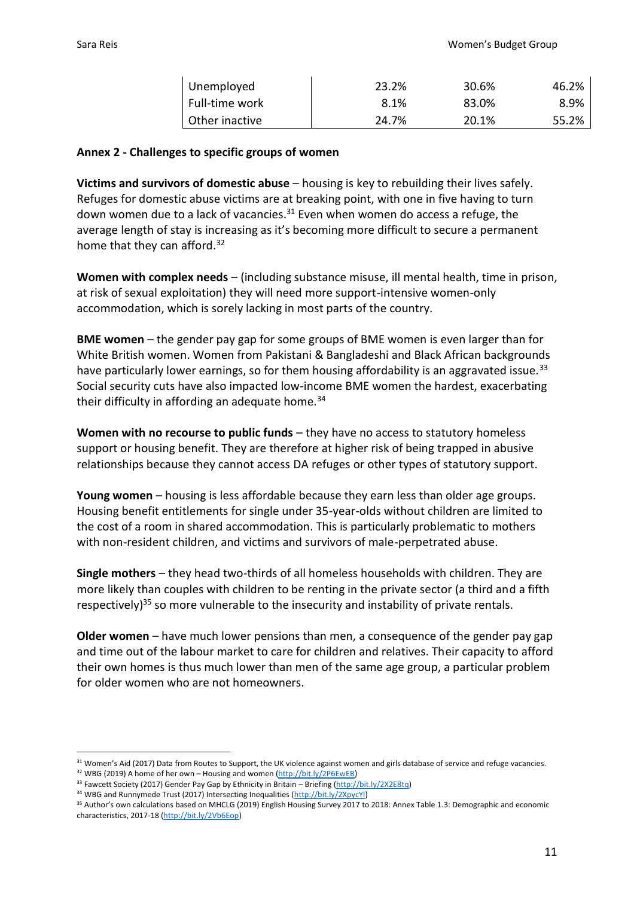| Unemployed | 23.2% | 30.6% | 46.2% |
|---|---|---|---|
| Full-time work | 8.1% | 83.0% | 8.9% |
| Other inactive | 24.7% | 20.1% | 55.2% |

## Annex 2 - Challenges to specific groups of women

**Victims and survivors of domestic abuse** – housing is key to rebuilding their lives safely. Refuges for domestic abuse victims are at breaking point, with one in five having to turn down women due to a lack of vacancies.[31] Even when women do access a refuge, the average length of stay is increasing as it's becoming more difficult to secure a permanent home that they can afford.[32]

**Women with complex needs** – (including substance misuse, ill mental health, time in prison, at risk of sexual exploitation) they will need more support-intensive women-only accommodation, which is sorely lacking in most parts of the country.

**BME women** – the gender pay gap for some groups of BME women is even larger than for White British women. Women from Pakistani & Bangladeshi and Black African backgrounds have particularly lower earnings, so for them housing affordability is an aggravated issue.[33] Social security cuts have also impacted low-income BME women the hardest, exacerbating their difficulty in affording an adequate home.[34]

**Women with no recourse to public funds** – they have no access to statutory homeless support or housing benefit. They are therefore at higher risk of being trapped in abusive relationships because they cannot access DA refuges or other types of statutory support.

**Young women** – housing is less affordable because they earn less than older age groups. Housing benefit entitlements for single under 35-year-olds without children are limited to the cost of a room in shared accommodation. This is particularly problematic to mothers with non-resident children, and victims and survivors of male-perpetrated abuse.

**Single mothers** – they head two-thirds of all homeless households with children. They are more likely than couples with children to be renting in the private sector (a third and a fifth respectively)[35] so more vulnerable to the insecurity and instability of private rentals.

**Older women** – have much lower pensions than men, a consequence of the gender pay gap and time out of the labour market to care for children and relatives. Their capacity to afford their own homes is thus much lower than men of the same age group, a particular problem for older women who are not homeowners.

---

[31] Women's Aid (2017) Data from Routes to Support, the UK violence against women and girls database of service and refuge vacancies.

[32] WBG (2019) A home of her own – Housing and women (http://bit.ly/2P6EwEB)

[33] Fawcett Society (2017) Gender Pay Gap by Ethnicity in Britain – Briefing (http://bit.ly/2X2E8tq)

[34] WBG and Runnymede Trust (2017) Intersecting Inequalities (http://bit.ly/2XpycYl)

[35] Author's own calculations based on MHCLG (2019) English Housing Survey 2017 to 2018: Annex Table 1.3: Demographic and economic characteristics, 2017-18 (http://bit.ly/2Vb6Eop)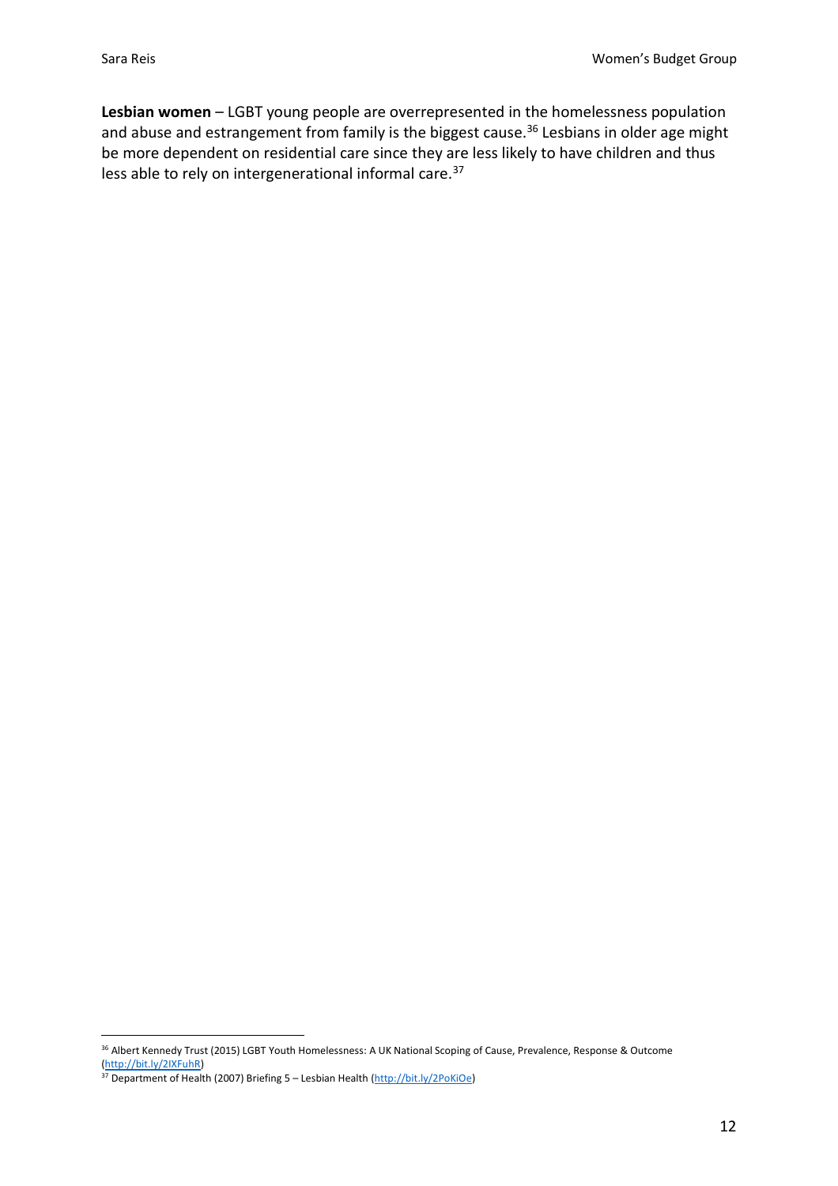**Lesbian women** – LGBT young people are overrepresented in the homelessness population and abuse and estrangement from family is the biggest cause.[36] Lesbians in older age might be more dependent on residential care since they are less likely to have children and thus less able to rely on intergenerational informal care.[37]

---

[36] Albert Kennedy Trust (2015) LGBT Youth Homelessness: A UK National Scoping of Cause, Prevalence, Response & Outcome (http://bit.ly/2lXFuhR)

[37] Department of Health (2007) Briefing 5 – Lesbian Health (http://bit.ly/2PoKiOe)